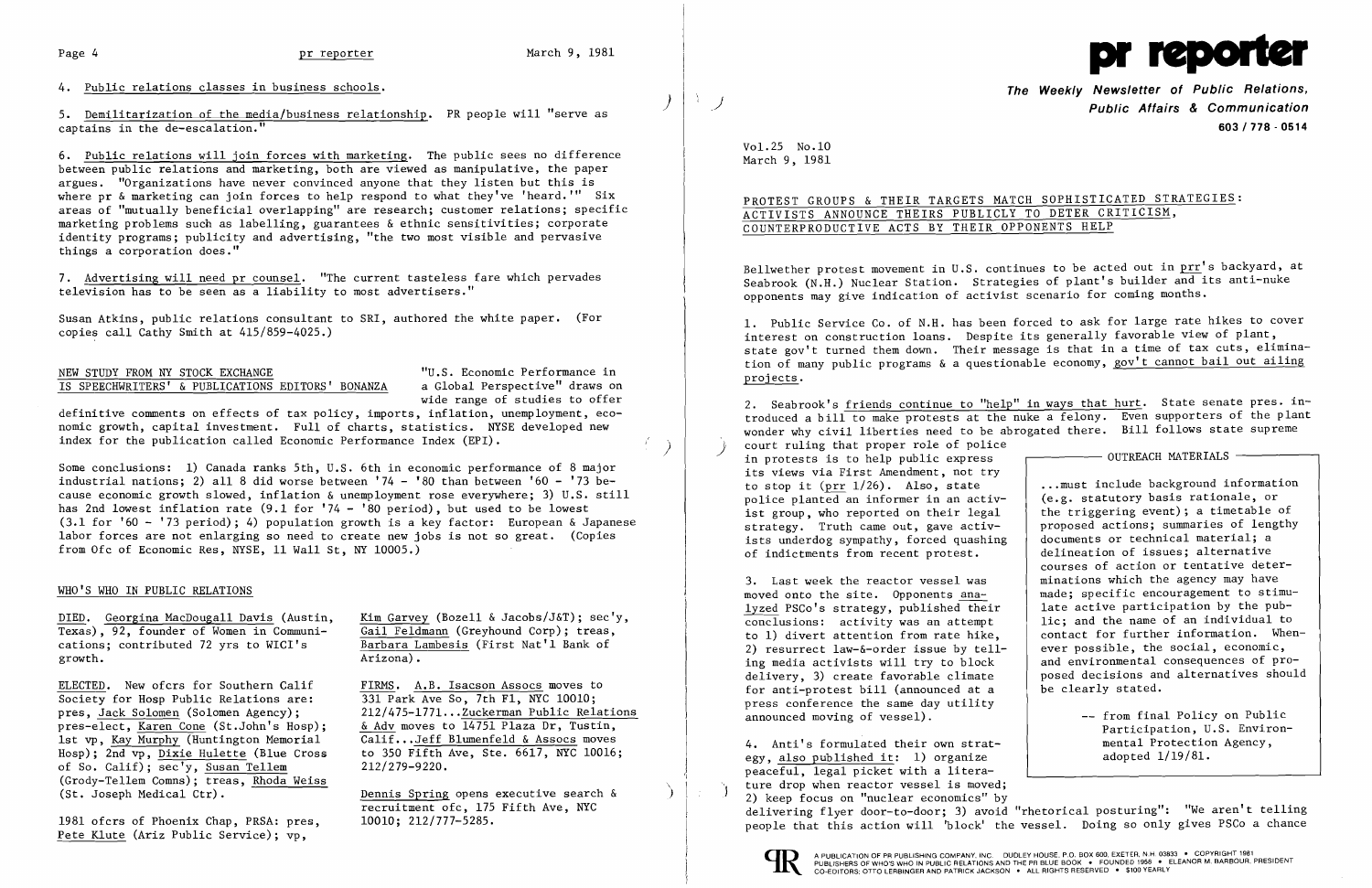4. Public relations classes in business schools.

5. Demilitarization of the media/business relationship. PR people will "serve as captains in the de-escalation."

6. Public relations will join forces with marketing. The public sees no difference between public relations and marketing, both are viewed as manipulative, the paper argues. "Organizations have never convinced anyone that they listen but this is where pr & marketing can join forces to help respond to what they've 'heard.'" Six areas of "mutually beneficial overlapping" are research; customer relations; specific marketing problems such as labelling, guarantees & ethnic sensitivities; corporate identity programs; publicity and advertising, "the two most visible and pervasive things a corporation does."

7. Advertising will need pr counsel. "The current tasteless fare which pervades television has to be seen as a liability to most advertisers."

Susan Atkins, public relations consultant to SRI, authored the white paper. (For copies call Cathy Smith at 415/859-4025.)

NEW STUDY FROM NY STOCK EXCHANGE IS SPEECHWRITERS' & PUBLICATIONS EDITORS' BONANZA

"U.S. Economic Performance in a Global Perspective" draws on wide range of studies to offer definitive comments on effects of tax policy, imports, inflation, unemployment, economic growth, capital investment. Full of charts, statistics. NYSE developed new index for the publication called Economic Performance Index (EPI).

Some conclusions: 1) Canada ranks 5th, U.S. 6th in economic performance of 8 major industrial nations; 2) all 8 did worse between '74 - '80 than between '60 - '73 because economic growth slowed, inflation & unemployment rose everywhere; 3) U.S. still has 2nd lowest inflation rate (9.1 for '74 - '80 period), but used to be lowest (3.1 for '60 - '73 period); 4) population growth is a key factor: European & Japanese labor forces are not enlarging so need to create new jobs is not so great. (Copies from Ofc of Economic Res, NYSE, 11 Wall St, NY 10005.)

## WHO'S WHO IN PUBLIC RELATIONS

DIED. Georgina MacDougall Davis (Austin, Texas), 92, founder of Women in Communications; contributed 72 yrs to WICI's growth.

ELECTED. New ofcrs for Southern Calif Society for Hosp Public Relations are: pres, Jack Solomen (Solomen Agency); pres-elect, Karen Cone (St.John's Hosp); 1st vp, Kay Murphy (Huntington Memorial Hosp); 2nd vp, Dixie Hulette (Blue Cross of So. Calif); sec'y, Susan Tellem (Grody-Tellem Comns); treas, Rhoda Weiss (St. Joseph Medical Ctr).

1981 ofcrs of Phoenix Chap, PRSA: pres, Pete Klute (Ariz Public Service); vp, Kim Garvey (Bozell & Jacobs/J&T); sec'y, Gail Feldmann (Greyhound Corp); treas, Barbara Lambesis (First Nat'l Bank of Arizona).

FIRMS. A.B. Isacson Assocs moves to 331 Park Ave So, 7th Fl, NYC 10010; 212/475-1771...Zuckerman Public Relations & Adv moves to 14751 Plaza Dr, Tustin, Calif...Jeff Blumenfeld & Assocs moves to 350 Fifth Ave, Ste. 6617, NYC 10016; 212/279-9220.

Dennis Spring opens executive search & recruitment ofc, 175 Fifth Ave, NYC 10010; 212/777-5285.

# pr reporter

**The Weekly Newsletter of Public Relations, Public Affairs & Communication**

603 / 778 - 0514

Vol.25 No.10
March 9, 1981

## PROTEST GROUPS & THEIR TARGETS MATCH SOPHISTICATED STRATEGIES: ACTIVISTS ANNOUNCE THEIRS PUBLICLY TO DETER CRITICISM, COUNTERPRODUCTIVE ACTS BY THEIR OPPONENTS HELP

Bellwether protest movement in U.S. continues to be acted out in prr's backyard, at Seabrook (N.H.) Nuclear Station. Strategies of plant's builder and its anti-nuke opponents may give indication of activist scenario for coming months.

1. Public Service Co. of N.H. has been forced to ask for large rate hikes to cover interest on construction loans. Despite its generally favorable view of plant, state gov't turned them down. Their message is that in a time of tax cuts, elimination of many public programs & a questionable economy, gov't cannot bail out ailing projects.

2. Seabrook's friends continue to "help" in ways that hurt. State senate pres. introduced a bill to make protests at the nuke a felony. Even supporters of the plant wonder why civil liberties need to be abrogated there. Bill follows state supreme court ruling that proper role of police in protests is to help public express its views via First Amendment, not try to stop it (prr 1/26). Also, state police planted an informer in an activist group, who reported on their legal strategy. Truth came out, gave activists underdog sympathy, forced quashing of indictments from recent protest.

> **OUTREACH MATERIALS**
>
> ...must include background information (e.g. statutory basis rationale, or the triggering event); a timetable of proposed actions; summaries of lengthy documents or technical material; a delineation of issues; alternative courses of action or tentative determinations which the agency may have made; specific encouragement to stimulate active participation by the public; and the name of an individual to contact for further information. Whenever possible, the social, economic, and environmental consequences of proposed decisions and alternatives should be clearly stated.
>
> -- from final Policy on Public Participation, U.S. Environmental Protection Agency, adopted 1/19/81.

3. Last week the reactor vessel was moved onto the site. Opponents analyzed PSCo's strategy, published their conclusions: activity was an attempt to 1) divert attention from rate hike, 2) resurrect law-&-order issue by telling media activists will try to block delivery, 3) create favorable climate for anti-protest bill (announced at a press conference the same day utility announced moving of vessel).

4. Anti's formulated their own strategy, also published it: 1) organize peaceful, legal picket with a literature drop when reactor vessel is moved; 2) keep focus on "nuclear economics" by delivering flyer door-to-door; 3) avoid "rhetorical posturing": "We aren't telling people that this action will 'block' the vessel. Doing so only gives PSCo a chance

A PUBLICATION OF PR PUBLISHING COMPANY, INC. DUDLEY HOUSE, P.O. BOX 600, EXETER, N.H. 03833 • COPYRIGHT 1981
PUBLISHERS OF WHO'S WHO IN PUBLIC RELATIONS AND THE PR BLUE BOOK • FOUNDED 1958 • ELEANOR M. BARBOUR, PRESIDENT
CO-EDITORS: OTTO LERBINGER AND PATRICK JACKSON • ALL RIGHTS RESERVED • $100 YEARLY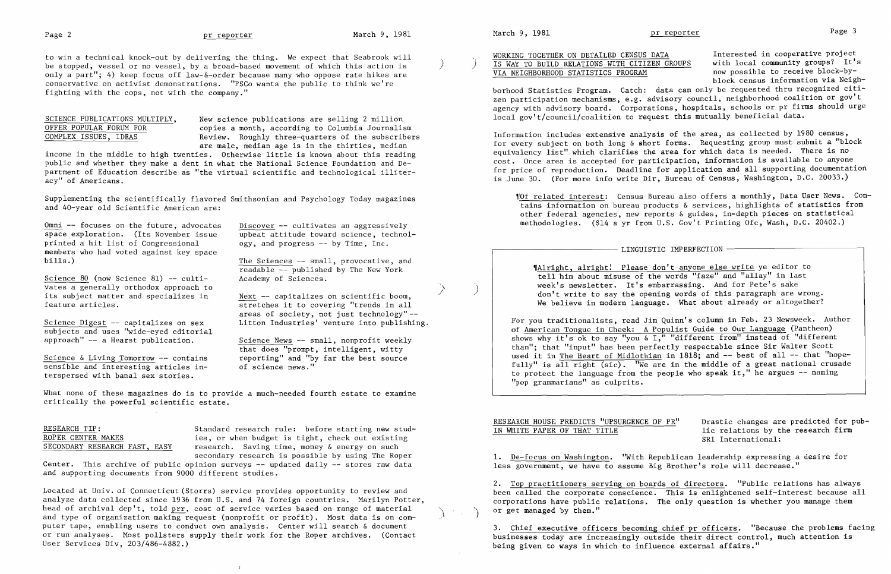to win a technical knock-out by delivering the thing. We expect that Seabrook will be stopped, vessel or no vessel, by a broad-based movement of which this action is only a part"; 4) keep focus off law-&-order because many who oppose rate hikes are conservative on activist demonstrations. "PSCo wants the public to think we're fighting with the cops, not with the company."

## SCIENCE PUBLICATIONS MULTIPLY, OFFER POPULAR FORUM FOR COMPLEX ISSUES, IDEAS

New science publications are selling 2 million copies a month, according to Columbia Journalism Review. Roughly three-quarters of the subscribers are male, median age is in the thirties, median income in the middle to high twenties. Otherwise little is known about this reading public and whether they make a dent in what the National Science Foundation and Department of Education describe as "the virtual scientific and technological illiteracy" of Americans.

Supplementing the scientifically flavored Smithsonian and Psychology Today magazines and 40-year old Scientific American are:

Omni -- focuses on the future, advocates space exploration. (Its November issue printed a hit list of Congressional members who had voted against key space bills.)

Science 80 (now Science 81) -- cultivates a generally orthodox approach to its subject matter and specializes in feature articles.

Science Digest -- capitalizes on sex subjects and uses "wide-eyed editorial approach" -- a Hearst publication.

Science & Living Tomorrow -- contains sensible and interesting articles interspersed with banal sex stories.

Discover -- cultivates an aggressively upbeat attitude toward science, technology, and progress -- by Time, Inc.

The Sciences -- small, provocative, and readable -- published by The New York Academy of Sciences.

Next -- capitalizes on scientific boom, stretches it to covering "trends in all areas of society, not just technology" -- Litton Industries' venture into publishing.

Science News -- small, nonprofit weekly that does "prompt, intelligent, witty reporting" and "by far the best source of science news."

What none of these magazines do is to provide a much-needed fourth estate to examine critically the powerful scientific estate.

## RESEARCH TIP: ROPER CENTER MAKES SECONDARY RESEARCH FAST, EASY

Standard research rule: before starting new studies, or when budget is tight, check out existing research. Saving time, money & energy on such secondary research is possible by using The Roper Center. This archive of public opinion surveys -- updated daily -- stores raw data and supporting documents from 9000 different studies.

Located at Univ. of Connecticut (Storrs) service provides opportunity to review and analyze data collected since 1936 from U.S. and 74 foreign countries. Marilyn Potter, head of archival dep't, told prr, cost of service varies based on range of material and type of organization making request (nonprofit or profit). Most data is on computer tape, enabling users to conduct own analysis. Center will search & document or run analyses. Most pollsters supply their work for the Roper archives. (Contact User Services Div, 203/486-4882.)

## WORKING TOGETHER ON DETAILED CENSUS DATA IS WAY TO BUILD RELATIONS WITH CITIZEN GROUPS VIA NEIGHBORHOOD STATISTICS PROGRAM

Interested in cooperative project with local community groups? It's now possible to receive block-by-block census information via Neighborhood Statistics Program. Catch: data can only be requested thru recognized citizen participation mechanisms, e.g. advisory council, neighborhood coalition or gov't agency with advisory board. Corporations, hospitals, schools or pr firms should urge local gov't/council/coalition to request this mutually beneficial data.

Information includes extensive analysis of the area, as collected by 1980 census, for every subject on both long & short forms. Requesting group must submit a "block equivalency list" which clarifies the area for which data is needed. There is no cost. Once area is accepted for participation, information is available to anyone for price of reproduction. Deadline for application and all supporting documentation is June 30. (For more info write Dir, Bureau of Census, Washington, D.C. 20033.)

¶Of related interest: Census Bureau also offers a monthly, Data User News. Contains information on bureau products & services, highlights of statistics from other federal agencies, new reports & guides, in-depth pieces on statistical methodologies. ($14 a yr from U.S. Gov't Printing Ofc, Wash, D.C. 20402.)

### LINGUISTIC IMPERFECTION

¶Alright, alright! Please don't anyone else write ye editor to tell him about misuse of the words "faze" and "allay" in last week's newsletter. It's embarrassing. And for Pete's sake don't write to say the opening words of this paragraph are wrong. We believe in modern language. What about already or altogether?

For you traditionalists, read Jim Quinn's column in Feb. 23 Newsweek. Author of American Tongue in Cheek: A Populist Guide to Our Language (Pantheon) shows why it's ok to say "you & I," "different from" instead of "different than"; that "input" has been perfectly respectable since Sir Walter Scott used it in The Heart of Midlothian in 1818; and -- best of all -- that "hopefully" is all right (sic). "We are in the middle of a great national crusade to protect the language from the people who speak it," he argues -- naming "pop grammarians" as culprits.

## RESEARCH HOUSE PREDICTS "UPSURGENCE OF PR" IN WHITE PAPER OF THAT TITLE

Drastic changes are predicted for public relations by the research firm SRI International:

1. De-focus on Washington. "With Republican leadership expressing a desire for less government, we have to assume Big Brother's role will decrease."

2. Top practitioners serving on boards of directors. "Public relations has always been called the corporate conscience. This is enlightened self-interest because all corporations have public relations. The only question is whether you manage them or get managed by them."

3. Chief executive officers becoming chief pr officers. "Because the problems facing businesses today are increasingly outside their direct control, much attention is being given to ways in which to influence external affairs."